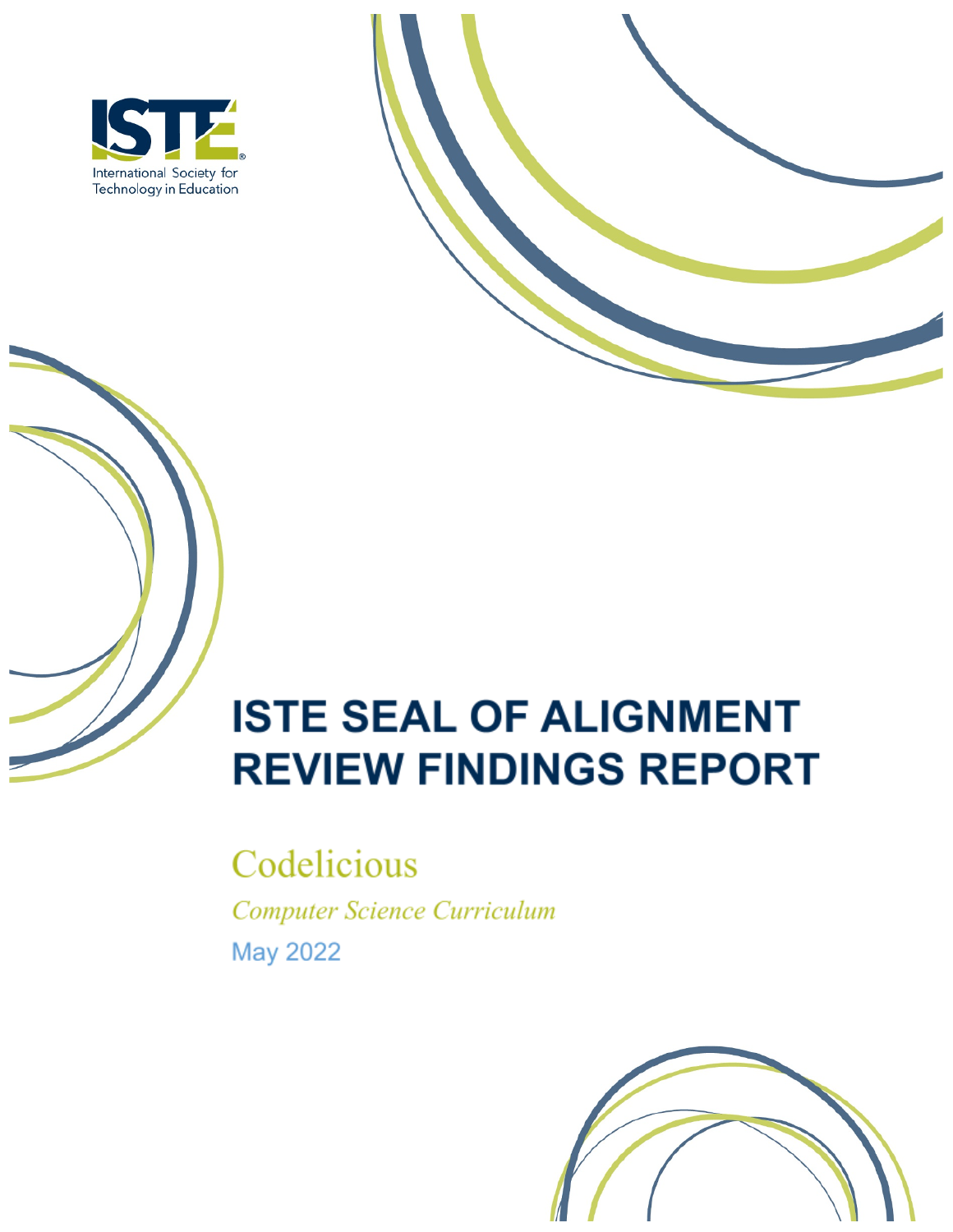ISTE

International Society for Technology in Education

# ISTE SEAL OF ALIGNMENT REVIEW FINDINGS REPORT

## Codelicious

*Computer Science Curriculum*

May 2022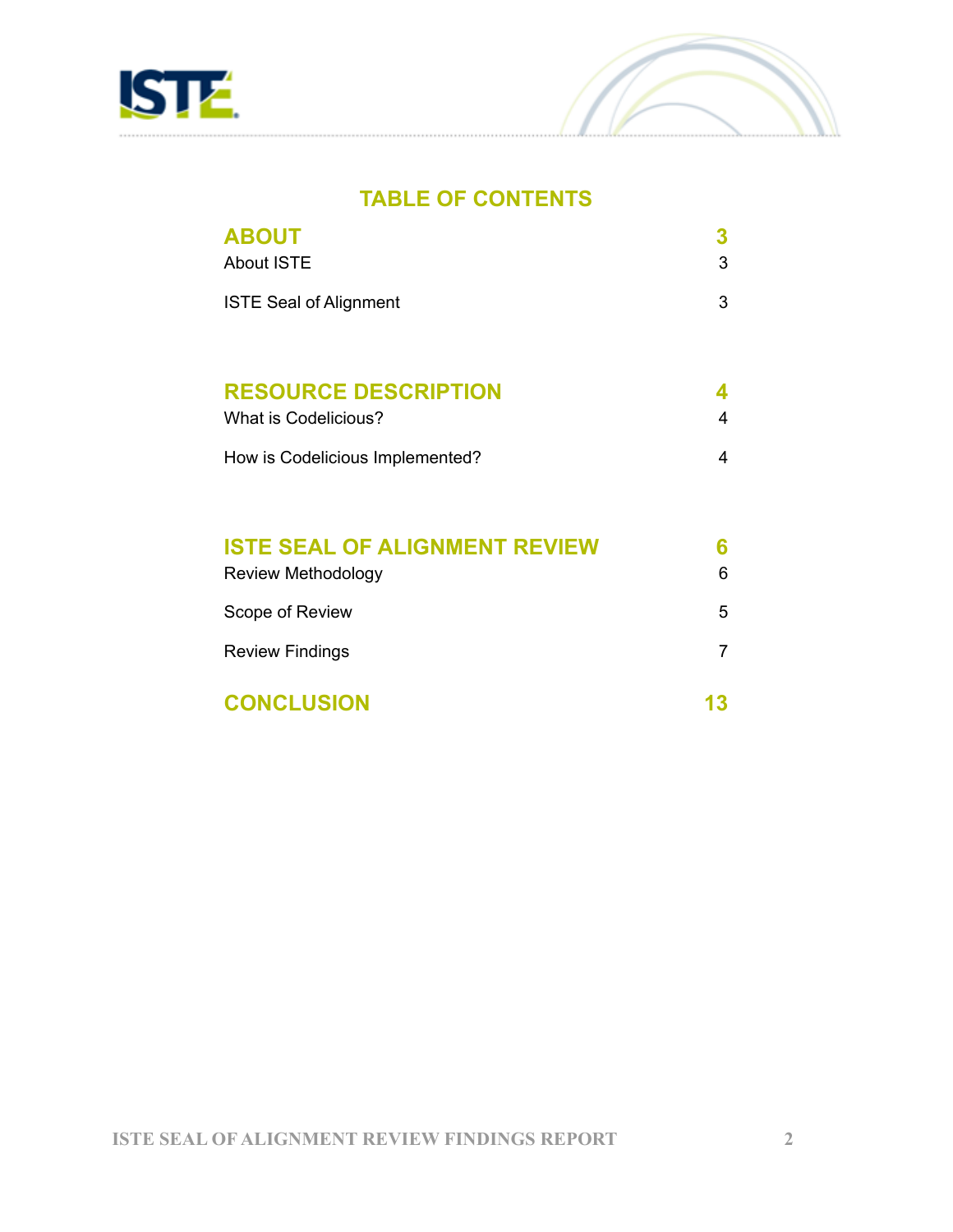# TABLE OF CONTENTS

| | |
|---|---|
| **ABOUT** | **3** |
| About ISTE | 3 |
| ISTE Seal of Alignment | 3 |
| **RESOURCE DESCRIPTION** | **4** |
| What is Codelicious? | 4 |
| How is Codelicious Implemented? | 4 |
| **ISTE SEAL OF ALIGNMENT REVIEW** | **6** |
| Review Methodology | 6 |
| Scope of Review | 5 |
| Review Findings | 7 |
| **CONCLUSION** | **13** |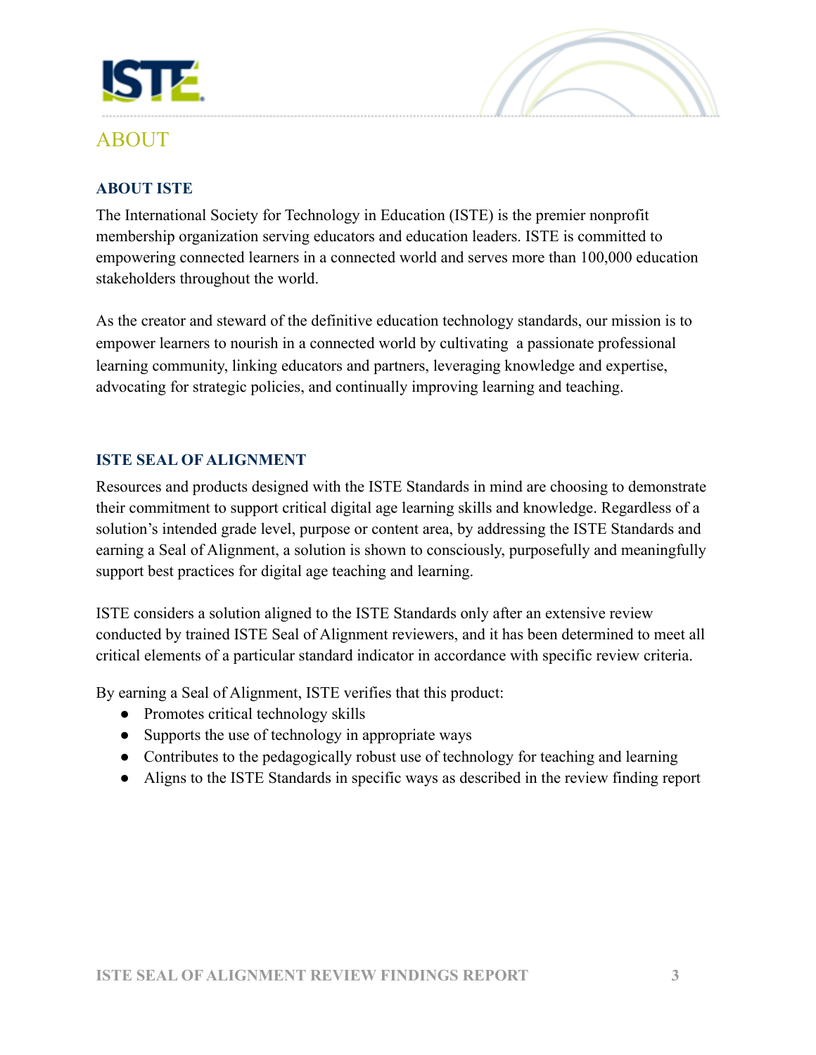# ABOUT

## ABOUT ISTE

The International Society for Technology in Education (ISTE) is the premier nonprofit membership organization serving educators and education leaders. ISTE is committed to empowering connected learners in a connected world and serves more than 100,000 education stakeholders throughout the world.

As the creator and steward of the definitive education technology standards, our mission is to empower learners to nourish in a connected world by cultivating  a passionate professional learning community, linking educators and partners, leveraging knowledge and expertise, advocating for strategic policies, and continually improving learning and teaching.

## ISTE SEAL OF ALIGNMENT

Resources and products designed with the ISTE Standards in mind are choosing to demonstrate their commitment to support critical digital age learning skills and knowledge. Regardless of a solution's intended grade level, purpose or content area, by addressing the ISTE Standards and earning a Seal of Alignment, a solution is shown to consciously, purposefully and meaningfully support best practices for digital age teaching and learning.

ISTE considers a solution aligned to the ISTE Standards only after an extensive review conducted by trained ISTE Seal of Alignment reviewers, and it has been determined to meet all critical elements of a particular standard indicator in accordance with specific review criteria.

By earning a Seal of Alignment, ISTE verifies that this product:

- Promotes critical technology skills
- Supports the use of technology in appropriate ways
- Contributes to the pedagogically robust use of technology for teaching and learning
- Aligns to the ISTE Standards in specific ways as described in the review finding report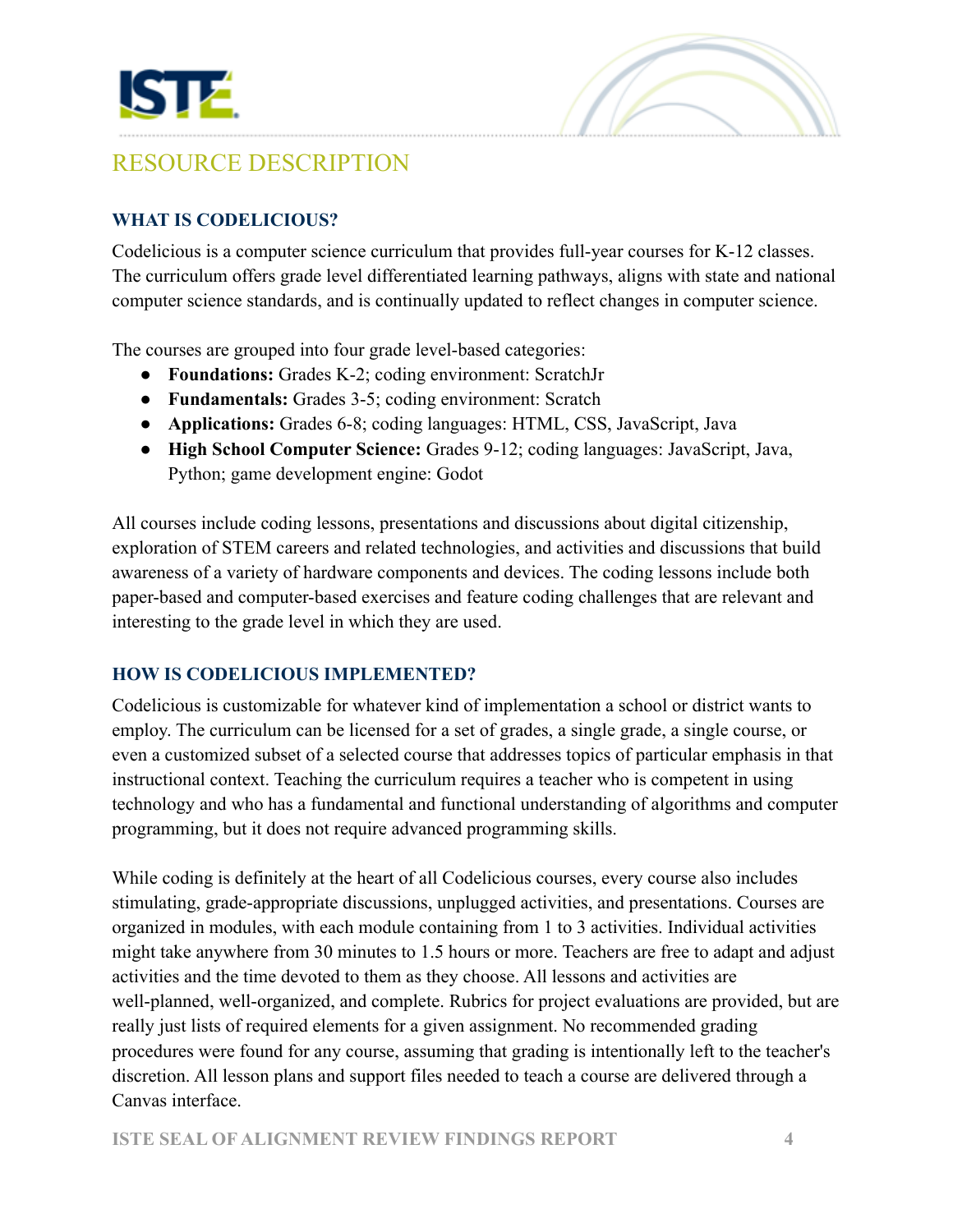# RESOURCE DESCRIPTION

## WHAT IS CODELICIOUS?

Codelicious is a computer science curriculum that provides full-year courses for K-12 classes. The curriculum offers grade level differentiated learning pathways, aligns with state and national computer science standards, and is continually updated to reflect changes in computer science.

The courses are grouped into four grade level-based categories:

- **Foundations:** Grades K-2; coding environment: ScratchJr
- **Fundamentals:** Grades 3-5; coding environment: Scratch
- **Applications:** Grades 6-8; coding languages: HTML, CSS, JavaScript, Java
- **High School Computer Science:** Grades 9-12; coding languages: JavaScript, Java, Python; game development engine: Godot

All courses include coding lessons, presentations and discussions about digital citizenship, exploration of STEM careers and related technologies, and activities and discussions that build awareness of a variety of hardware components and devices. The coding lessons include both paper-based and computer-based exercises and feature coding challenges that are relevant and interesting to the grade level in which they are used.

## HOW IS CODELICIOUS IMPLEMENTED?

Codelicious is customizable for whatever kind of implementation a school or district wants to employ. The curriculum can be licensed for a set of grades, a single grade, a single course, or even a customized subset of a selected course that addresses topics of particular emphasis in that instructional context. Teaching the curriculum requires a teacher who is competent in using technology and who has a fundamental and functional understanding of algorithms and computer programming, but it does not require advanced programming skills.

While coding is definitely at the heart of all Codelicious courses, every course also includes stimulating, grade-appropriate discussions, unplugged activities, and presentations. Courses are organized in modules, with each module containing from 1 to 3 activities. Individual activities might take anywhere from 30 minutes to 1.5 hours or more. Teachers are free to adapt and adjust activities and the time devoted to them as they choose. All lessons and activities are well-planned, well-organized, and complete. Rubrics for project evaluations are provided, but are really just lists of required elements for a given assignment. No recommended grading procedures were found for any course, assuming that grading is intentionally left to the teacher's discretion. All lesson plans and support files needed to teach a course are delivered through a Canvas interface.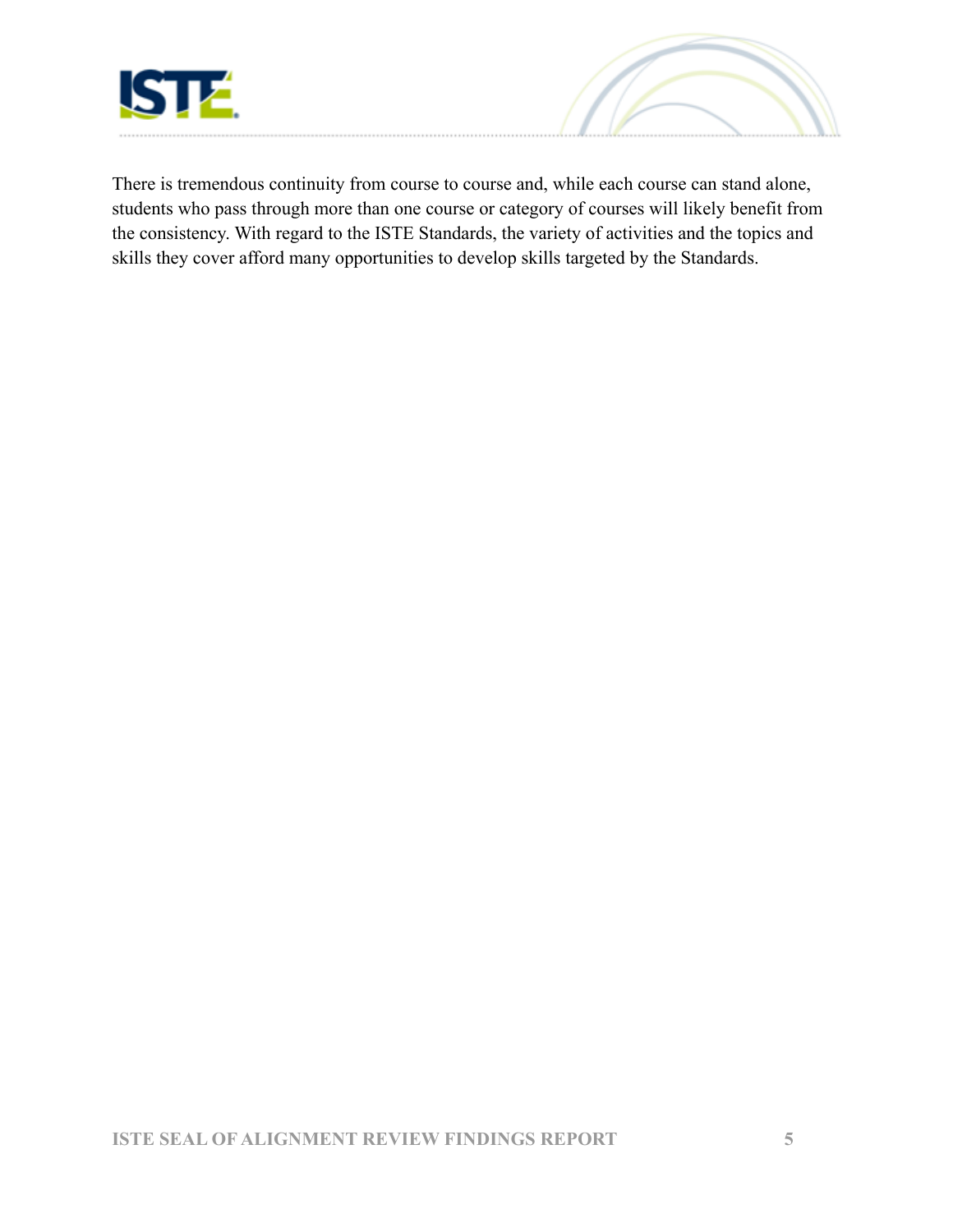There is tremendous continuity from course to course and, while each course can stand alone, students who pass through more than one course or category of courses will likely benefit from the consistency. With regard to the ISTE Standards, the variety of activities and the topics and skills they cover afford many opportunities to develop skills targeted by the Standards.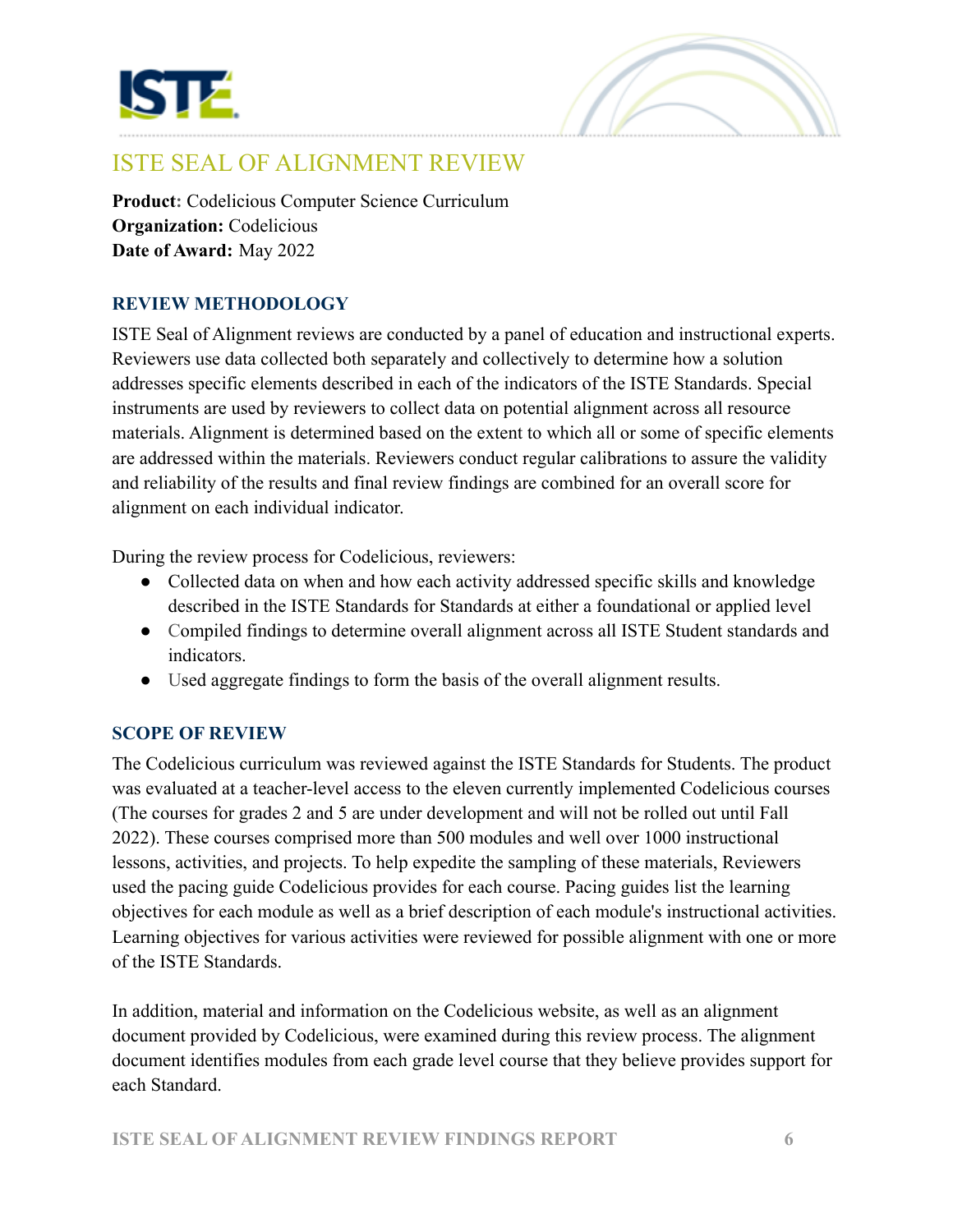# ISTE SEAL OF ALIGNMENT REVIEW

**Product:** Codelicious Computer Science Curriculum
**Organization:** Codelicious
**Date of Award:** May 2022

## REVIEW METHODOLOGY

ISTE Seal of Alignment reviews are conducted by a panel of education and instructional experts. Reviewers use data collected both separately and collectively to determine how a solution addresses specific elements described in each of the indicators of the ISTE Standards. Special instruments are used by reviewers to collect data on potential alignment across all resource materials. Alignment is determined based on the extent to which all or some of specific elements are addressed within the materials. Reviewers conduct regular calibrations to assure the validity and reliability of the results and final review findings are combined for an overall score for alignment on each individual indicator.

During the review process for Codelicious, reviewers:

- Collected data on when and how each activity addressed specific skills and knowledge described in the ISTE Standards for Standards at either a foundational or applied level
- Compiled findings to determine overall alignment across all ISTE Student standards and indicators.
- Used aggregate findings to form the basis of the overall alignment results.

## SCOPE OF REVIEW

The Codelicious curriculum was reviewed against the ISTE Standards for Students. The product was evaluated at a teacher-level access to the eleven currently implemented Codelicious courses (The courses for grades 2 and 5 are under development and will not be rolled out until Fall 2022). These courses comprised more than 500 modules and well over 1000 instructional lessons, activities, and projects. To help expedite the sampling of these materials, Reviewers used the pacing guide Codelicious provides for each course. Pacing guides list the learning objectives for each module as well as a brief description of each module's instructional activities. Learning objectives for various activities were reviewed for possible alignment with one or more of the ISTE Standards.

In addition, material and information on the Codelicious website, as well as an alignment document provided by Codelicious, were examined during this review process. The alignment document identifies modules from each grade level course that they believe provides support for each Standard.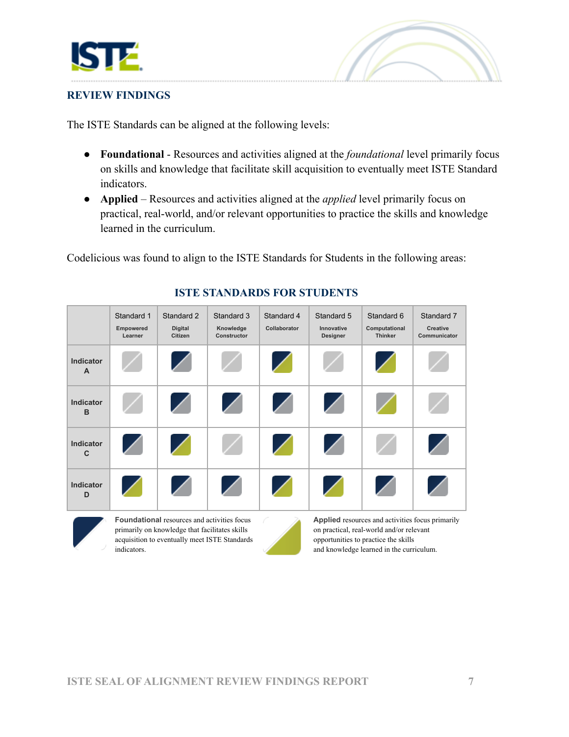## REVIEW FINDINGS

The ISTE Standards can be aligned at the following levels:

- **Foundational** - Resources and activities aligned at the *foundational* level primarily focus on skills and knowledge that facilitate skill acquisition to eventually meet ISTE Standard indicators.
- **Applied** – Resources and activities aligned at the *applied* level primarily focus on practical, real-world, and/or relevant opportunities to practice the skills and knowledge learned in the curriculum.

Codelicious was found to align to the ISTE Standards for Students in the following areas:

### ISTE STANDARDS FOR STUDENTS

| | Standard 1 Empowered Learner | Standard 2 Digital Citizen | Standard 3 Knowledge Constructor | Standard 4 Collaborator | Standard 5 Innovative Designer | Standard 6 Computational Thinker | Standard 7 Creative Communicator |
|---|---|---|---|---|---|---|---|
| Indicator A | | Foundational | | Foundational, Applied | | Foundational, Applied | |
| Indicator B | | Foundational | Foundational | Foundational | Foundational | Applied | |
| Indicator C | Foundational | Foundational, Applied | | Foundational, Applied | Foundational | | Foundational |
| Indicator D | Foundational, Applied | Foundational | Foundational | Foundational, Applied | Foundational, Applied | Foundational | Foundational |

**Foundational** resources and activities focus primarily on knowledge that facilitates skills acquisition to eventually meet ISTE Standards indicators.

**Applied** resources and activities focus primarily on practical, real-world and/or relevant opportunities to practice the skills and knowledge learned in the curriculum.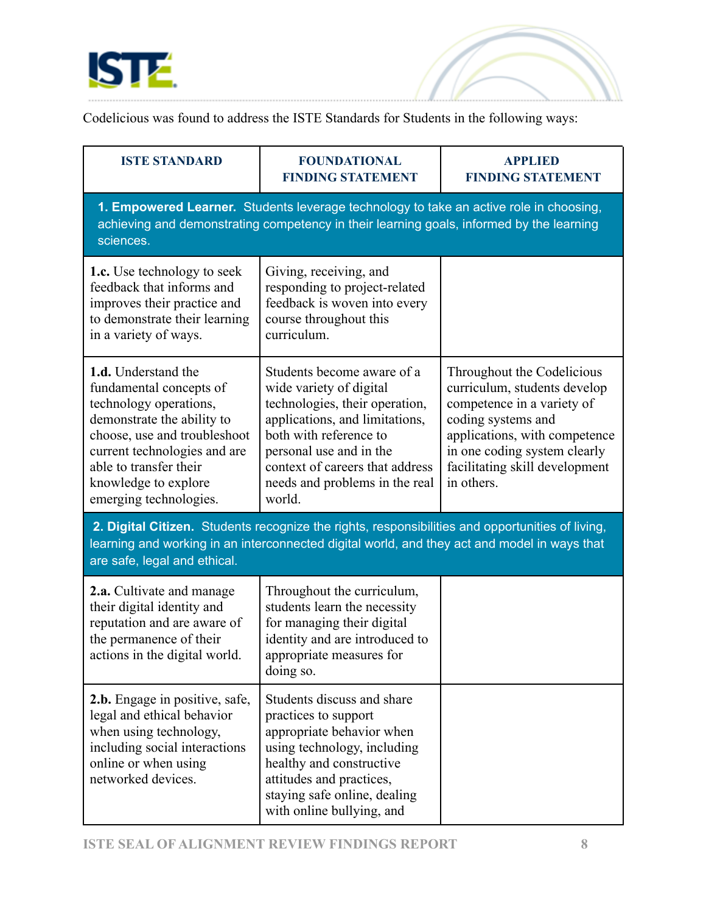Codelicious was found to address the ISTE Standards for Students in the following ways:

| ISTE STANDARD | FOUNDATIONAL FINDING STATEMENT | APPLIED FINDING STATEMENT |
|---|---|---|
| **1. Empowered Learner.** Students leverage technology to take an active role in choosing, achieving and demonstrating competency in their learning goals, informed by the learning sciences. | | |
| **1.c.** Use technology to seek feedback that informs and improves their practice and to demonstrate their learning in a variety of ways. | Giving, receiving, and responding to project-related feedback is woven into every course throughout this curriculum. | |
| **1.d.** Understand the fundamental concepts of technology operations, demonstrate the ability to choose, use and troubleshoot current technologies and are able to transfer their knowledge to explore emerging technologies. | Students become aware of a wide variety of digital technologies, their operation, applications, and limitations, both with reference to personal use and in the context of careers that address needs and problems in the real world. | Throughout the Codelicious curriculum, students develop competence in a variety of coding systems and applications, with competence in one coding system clearly facilitating skill development in others. |
| **2. Digital Citizen.** Students recognize the rights, responsibilities and opportunities of living, learning and working in an interconnected digital world, and they act and model in ways that are safe, legal and ethical. | | |
| **2.a.** Cultivate and manage their digital identity and reputation and are aware of the permanence of their actions in the digital world. | Throughout the curriculum, students learn the necessity for managing their digital identity and are introduced to appropriate measures for doing so. | |
| **2.b.** Engage in positive, safe, legal and ethical behavior when using technology, including social interactions online or when using networked devices. | Students discuss and share practices to support appropriate behavior when using technology, including healthy and constructive attitudes and practices, staying safe online, dealing with online bullying, and | |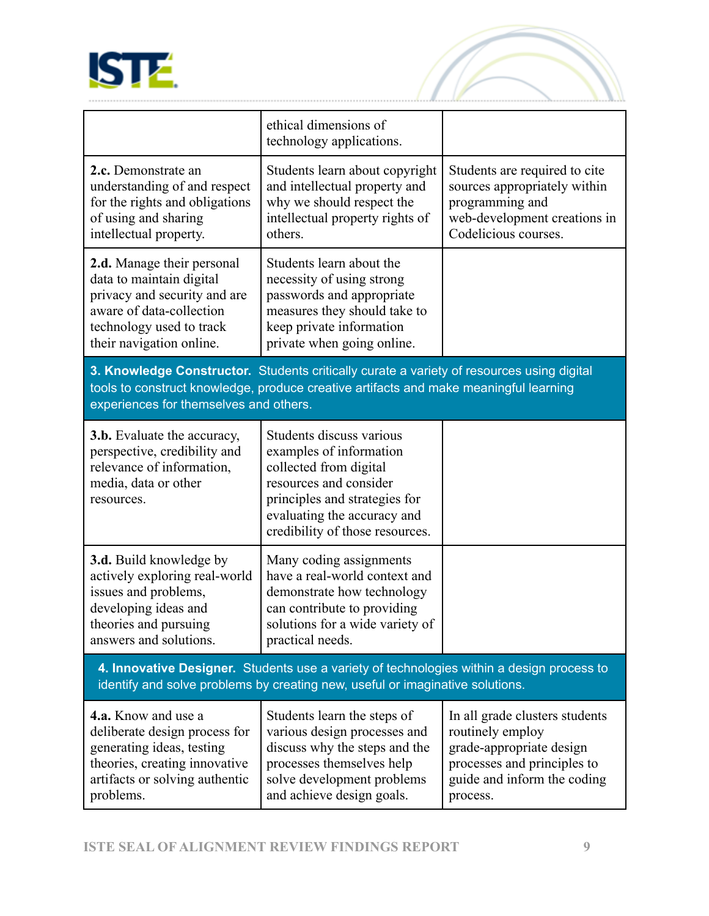| | | |
|---|---|---|
| | ethical dimensions of technology applications. | |
| **2.c.** Demonstrate an understanding of and respect for the rights and obligations of using and sharing intellectual property. | Students learn about copyright and intellectual property and why we should respect the intellectual property rights of others. | Students are required to cite sources appropriately within programming and web-development creations in Codelicious courses. |
| **2.d.** Manage their personal data to maintain digital privacy and security and are aware of data-collection technology used to track their navigation online. | Students learn about the necessity of using strong passwords and appropriate measures they should take to keep private information private when going online. | |
| **3. Knowledge Constructor.** Students critically curate a variety of resources using digital tools to construct knowledge, produce creative artifacts and make meaningful learning experiences for themselves and others. | | |
| **3.b.** Evaluate the accuracy, perspective, credibility and relevance of information, media, data or other resources. | Students discuss various examples of information collected from digital resources and consider principles and strategies for evaluating the accuracy and credibility of those resources. | |
| **3.d.** Build knowledge by actively exploring real-world issues and problems, developing ideas and theories and pursuing answers and solutions. | Many coding assignments have a real-world context and demonstrate how technology can contribute to providing solutions for a wide variety of practical needs. | |
| **4. Innovative Designer.** Students use a variety of technologies within a design process to identify and solve problems by creating new, useful or imaginative solutions. | | |
| **4.a.** Know and use a deliberate design process for generating ideas, testing theories, creating innovative artifacts or solving authentic problems. | Students learn the steps of various design processes and discuss why the steps and the processes themselves help solve development problems and achieve design goals. | In all grade clusters students routinely employ grade-appropriate design processes and principles to guide and inform the coding process. |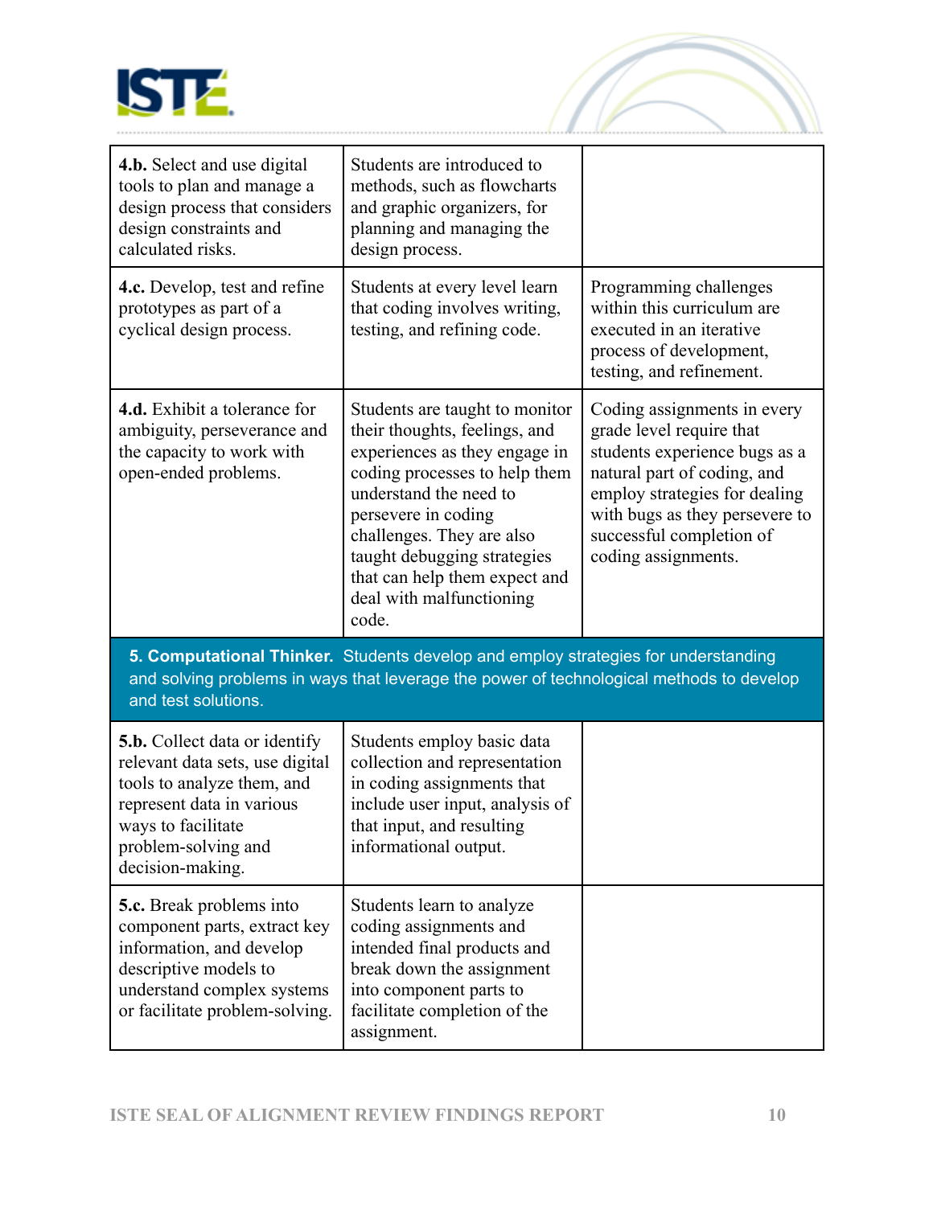| | | |
|---|---|---|
| **4.b.** Select and use digital tools to plan and manage a design process that considers design constraints and calculated risks. | Students are introduced to methods, such as flowcharts and graphic organizers, for planning and managing the design process. | |
| **4.c.** Develop, test and refine prototypes as part of a cyclical design process. | Students at every level learn that coding involves writing, testing, and refining code. | Programming challenges within this curriculum are executed in an iterative process of development, testing, and refinement. |
| **4.d.** Exhibit a tolerance for ambiguity, perseverance and the capacity to work with open-ended problems. | Students are taught to monitor their thoughts, feelings, and experiences as they engage in coding processes to help them understand the need to persevere in coding challenges. They are also taught debugging strategies that can help them expect and deal with malfunctioning code. | Coding assignments in every grade level require that students experience bugs as a natural part of coding, and employ strategies for dealing with bugs as they persevere to successful completion of coding assignments. |
| **5. Computational Thinker.** Students develop and employ strategies for understanding and solving problems in ways that leverage the power of technological methods to develop and test solutions. | | |
| **5.b.** Collect data or identify relevant data sets, use digital tools to analyze them, and represent data in various ways to facilitate problem-solving and decision-making. | Students employ basic data collection and representation in coding assignments that include user input, analysis of that input, and resulting informational output. | |
| **5.c.** Break problems into component parts, extract key information, and develop descriptive models to understand complex systems or facilitate problem-solving. | Students learn to analyze coding assignments and intended final products and break down the assignment into component parts to facilitate completion of the assignment. | |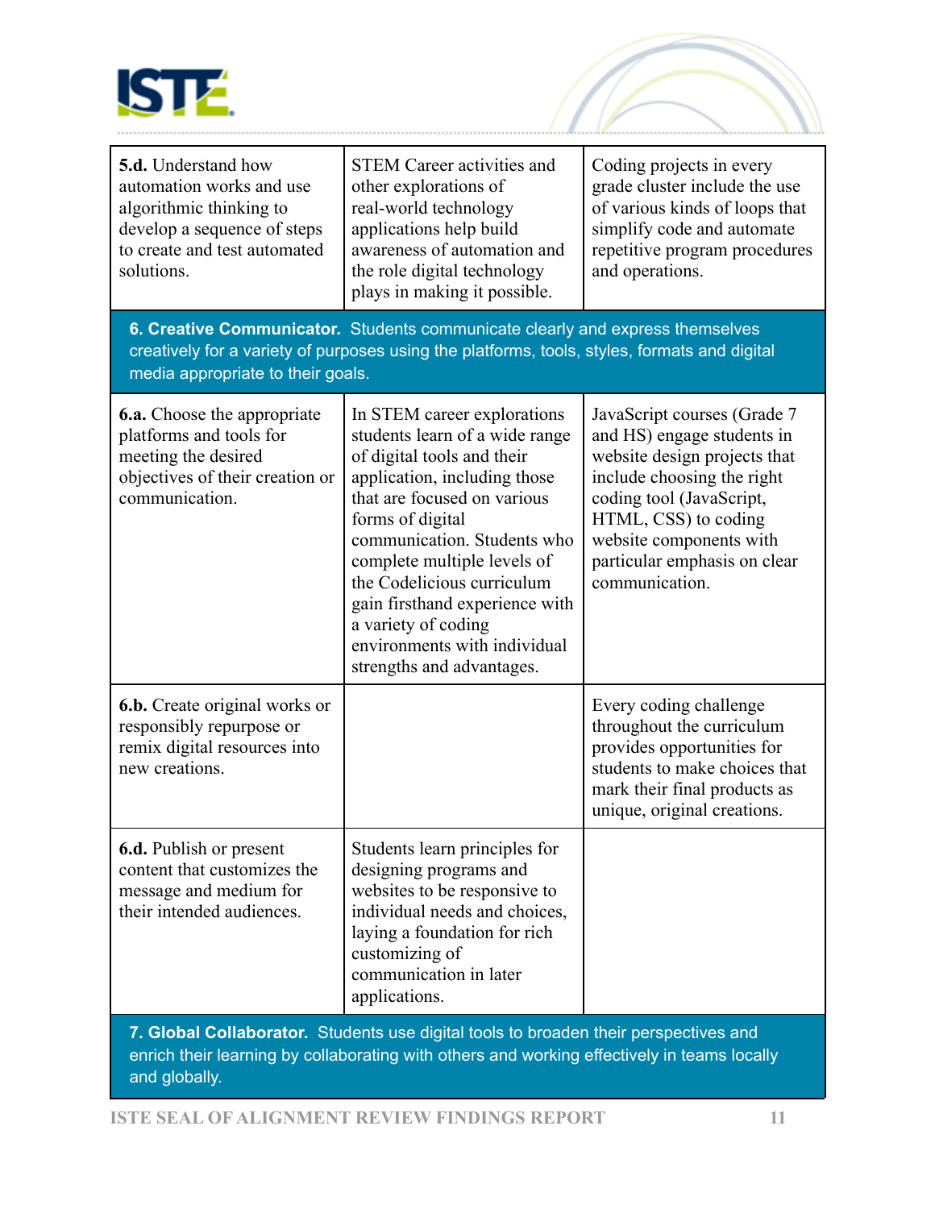| | | |
|---|---|---|
| **5.d.** Understand how automation works and use algorithmic thinking to develop a sequence of steps to create and test automated solutions. | STEM Career activities and other explorations of real-world technology applications help build awareness of automation and the role digital technology plays in making it possible. | Coding projects in every grade cluster include the use of various kinds of loops that simplify code and automate repetitive program procedures and operations. |
| **6. Creative Communicator.** Students communicate clearly and express themselves creatively for a variety of purposes using the platforms, tools, styles, formats and digital media appropriate to their goals. | | |
| **6.a.** Choose the appropriate platforms and tools for meeting the desired objectives of their creation or communication. | In STEM career explorations students learn of a wide range of digital tools and their application, including those that are focused on various forms of digital communication. Students who complete multiple levels of the Codelicious curriculum gain firsthand experience with a variety of coding environments with individual strengths and advantages. | JavaScript courses (Grade 7 and HS) engage students in website design projects that include choosing the right coding tool (JavaScript, HTML, CSS) to coding website components with particular emphasis on clear communication. |
| **6.b.** Create original works or responsibly repurpose or remix digital resources into new creations. | | Every coding challenge throughout the curriculum provides opportunities for students to make choices that mark their final products as unique, original creations. |
| **6.d.** Publish or present content that customizes the message and medium for their intended audiences. | Students learn principles for designing programs and websites to be responsive to individual needs and choices, laying a foundation for rich customizing of communication in later applications. | |
| **7. Global Collaborator.** Students use digital tools to broaden their perspectives and enrich their learning by collaborating with others and working effectively in teams locally and globally. | | |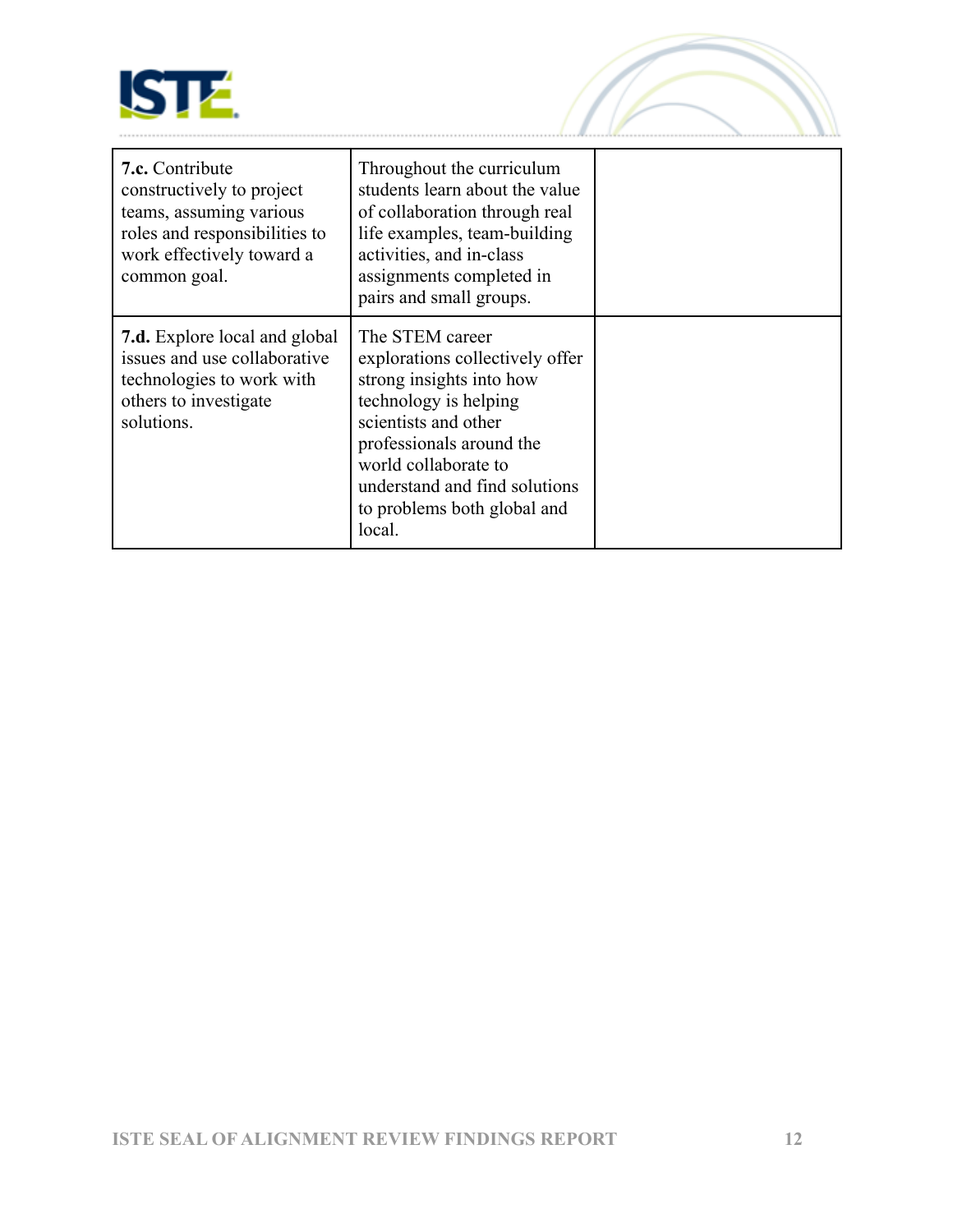| | | |
|---|---|---|
| **7.c.** Contribute constructively to project teams, assuming various roles and responsibilities to work effectively toward a common goal. | Throughout the curriculum students learn about the value of collaboration through real life examples, team-building activities, and in-class assignments completed in pairs and small groups. | |
| **7.d.** Explore local and global issues and use collaborative technologies to work with others to investigate solutions. | The STEM career explorations collectively offer strong insights into how technology is helping scientists and other professionals around the world collaborate to understand and find solutions to problems both global and local. | |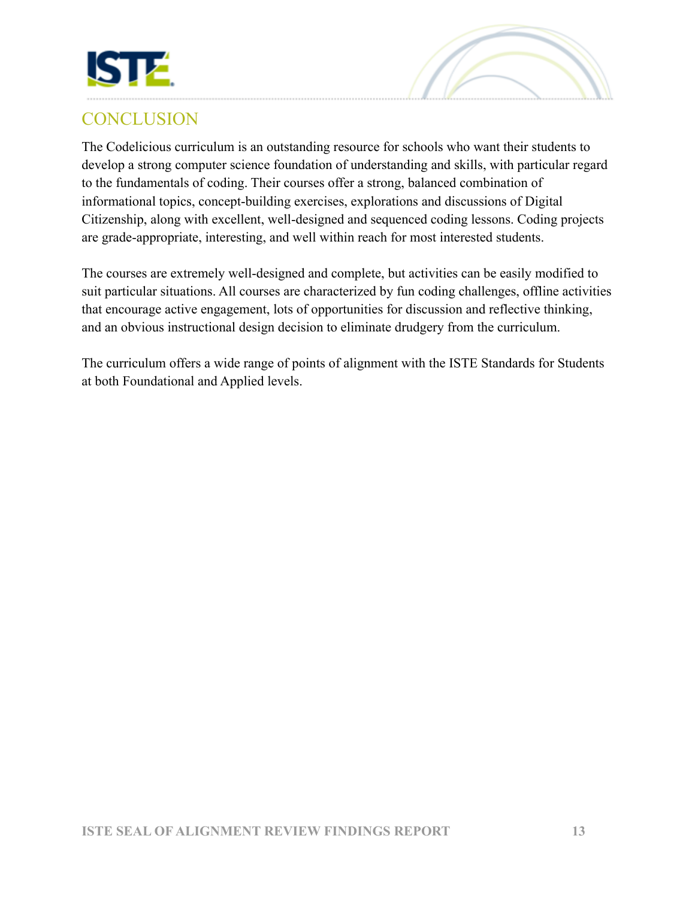## CONCLUSION

The Codelicious curriculum is an outstanding resource for schools who want their students to develop a strong computer science foundation of understanding and skills, with particular regard to the fundamentals of coding. Their courses offer a strong, balanced combination of informational topics, concept-building exercises, explorations and discussions of Digital Citizenship, along with excellent, well-designed and sequenced coding lessons. Coding projects are grade-appropriate, interesting, and well within reach for most interested students.

The courses are extremely well-designed and complete, but activities can be easily modified to suit particular situations. All courses are characterized by fun coding challenges, offline activities that encourage active engagement, lots of opportunities for discussion and reflective thinking, and an obvious instructional design decision to eliminate drudgery from the curriculum.

The curriculum offers a wide range of points of alignment with the ISTE Standards for Students at both Foundational and Applied levels.